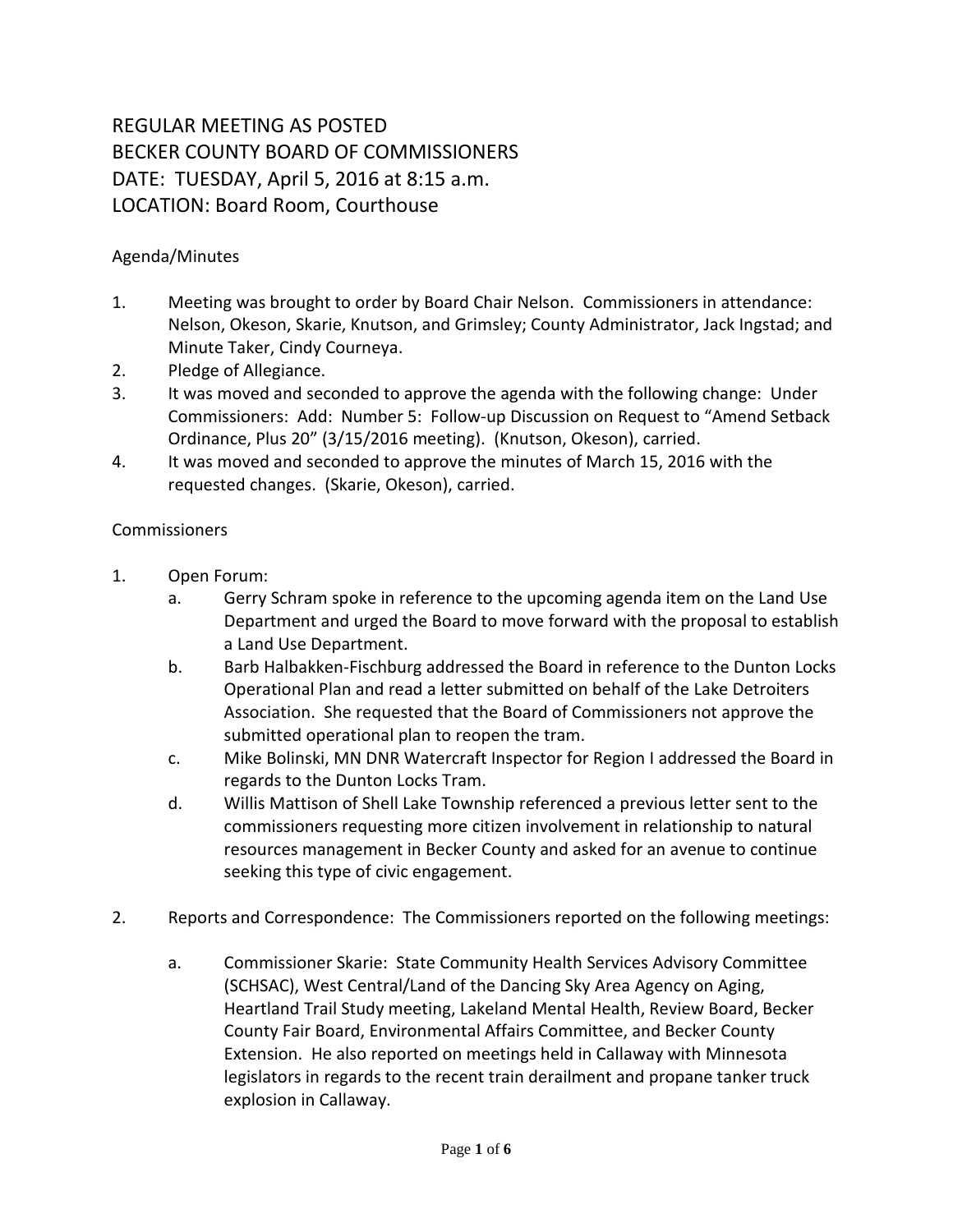# REGULAR MEETING AS POSTED
# BECKER COUNTY BOARD OF COMMISSIONERS
# DATE: TUESDAY, April 5, 2016 at 8:15 a.m.
# LOCATION: Board Room, Courthouse

Agenda/Minutes

1. Meeting was brought to order by Board Chair Nelson. Commissioners in attendance: Nelson, Okeson, Skarie, Knutson, and Grimsley; County Administrator, Jack Ingstad; and Minute Taker, Cindy Courneya.
2. Pledge of Allegiance.
3. It was moved and seconded to approve the agenda with the following change: Under Commissioners: Add: Number 5: Follow-up Discussion on Request to "Amend Setback Ordinance, Plus 20" (3/15/2016 meeting). (Knutson, Okeson), carried.
4. It was moved and seconded to approve the minutes of March 15, 2016 with the requested changes. (Skarie, Okeson), carried.

Commissioners

1. Open Forum:
   a. Gerry Schram spoke in reference to the upcoming agenda item on the Land Use Department and urged the Board to move forward with the proposal to establish a Land Use Department.
   b. Barb Halbakken-Fischburg addressed the Board in reference to the Dunton Locks Operational Plan and read a letter submitted on behalf of the Lake Detroiters Association. She requested that the Board of Commissioners not approve the submitted operational plan to reopen the tram.
   c. Mike Bolinski, MN DNR Watercraft Inspector for Region I addressed the Board in regards to the Dunton Locks Tram.
   d. Willis Mattison of Shell Lake Township referenced a previous letter sent to the commissioners requesting more citizen involvement in relationship to natural resources management in Becker County and asked for an avenue to continue seeking this type of civic engagement.

2. Reports and Correspondence: The Commissioners reported on the following meetings:

   a. Commissioner Skarie: State Community Health Services Advisory Committee (SCHSAC), West Central/Land of the Dancing Sky Area Agency on Aging, Heartland Trail Study meeting, Lakeland Mental Health, Review Board, Becker County Fair Board, Environmental Affairs Committee, and Becker County Extension. He also reported on meetings held in Callaway with Minnesota legislators in regards to the recent train derailment and propane tanker truck explosion in Callaway.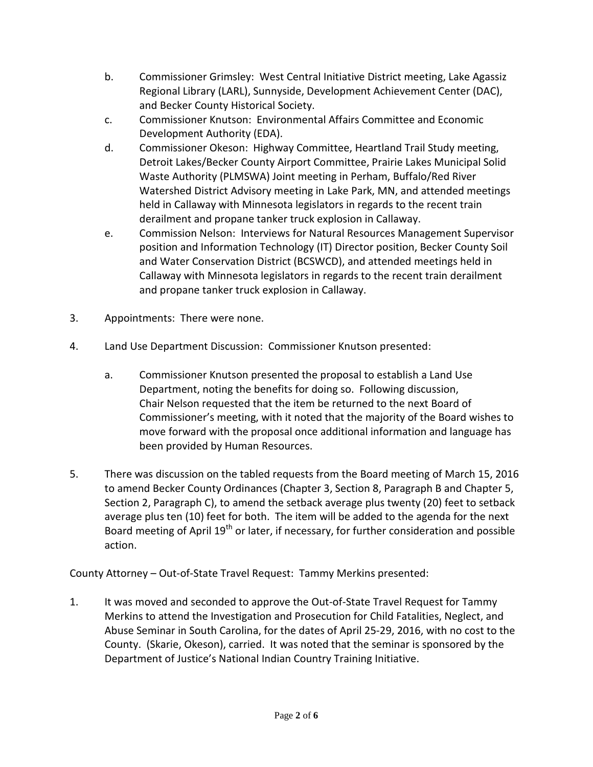b. Commissioner Grimsley: West Central Initiative District meeting, Lake Agassiz Regional Library (LARL), Sunnyside, Development Achievement Center (DAC), and Becker County Historical Society.

c. Commissioner Knutson: Environmental Affairs Committee and Economic Development Authority (EDA).

d. Commissioner Okeson: Highway Committee, Heartland Trail Study meeting, Detroit Lakes/Becker County Airport Committee, Prairie Lakes Municipal Solid Waste Authority (PLMSWA) Joint meeting in Perham, Buffalo/Red River Watershed District Advisory meeting in Lake Park, MN, and attended meetings held in Callaway with Minnesota legislators in regards to the recent train derailment and propane tanker truck explosion in Callaway.

e. Commission Nelson: Interviews for Natural Resources Management Supervisor position and Information Technology (IT) Director position, Becker County Soil and Water Conservation District (BCSWCD), and attended meetings held in Callaway with Minnesota legislators in regards to the recent train derailment and propane tanker truck explosion in Callaway.

3. Appointments: There were none.

4. Land Use Department Discussion: Commissioner Knutson presented:

   a. Commissioner Knutson presented the proposal to establish a Land Use Department, noting the benefits for doing so. Following discussion, Chair Nelson requested that the item be returned to the next Board of Commissioner's meeting, with it noted that the majority of the Board wishes to move forward with the proposal once additional information and language has been provided by Human Resources.

5. There was discussion on the tabled requests from the Board meeting of March 15, 2016 to amend Becker County Ordinances (Chapter 3, Section 8, Paragraph B and Chapter 5, Section 2, Paragraph C), to amend the setback average plus twenty (20) feet to setback average plus ten (10) feet for both. The item will be added to the agenda for the next Board meeting of April 19th or later, if necessary, for further consideration and possible action.

County Attorney – Out-of-State Travel Request: Tammy Merkins presented:

1. It was moved and seconded to approve the Out-of-State Travel Request for Tammy Merkins to attend the Investigation and Prosecution for Child Fatalities, Neglect, and Abuse Seminar in South Carolina, for the dates of April 25-29, 2016, with no cost to the County. (Skarie, Okeson), carried. It was noted that the seminar is sponsored by the Department of Justice's National Indian Country Training Initiative.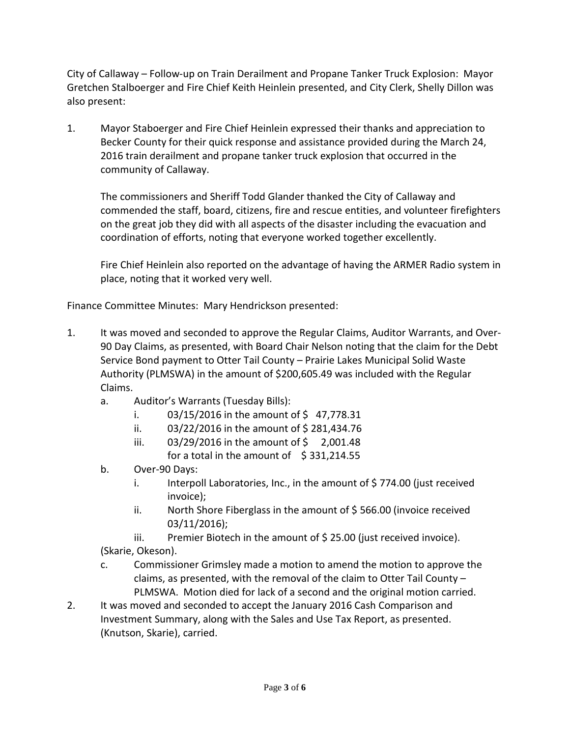City of Callaway – Follow-up on Train Derailment and Propane Tanker Truck Explosion: Mayor Gretchen Stalboerger and Fire Chief Keith Heinlein presented, and City Clerk, Shelly Dillon was also present:

1. Mayor Staboerger and Fire Chief Heinlein expressed their thanks and appreciation to Becker County for their quick response and assistance provided during the March 24, 2016 train derailment and propane tanker truck explosion that occurred in the community of Callaway.

   The commissioners and Sheriff Todd Glander thanked the City of Callaway and commended the staff, board, citizens, fire and rescue entities, and volunteer firefighters on the great job they did with all aspects of the disaster including the evacuation and coordination of efforts, noting that everyone worked together excellently.

   Fire Chief Heinlein also reported on the advantage of having the ARMER Radio system in place, noting that it worked very well.

Finance Committee Minutes: Mary Hendrickson presented:

1. It was moved and seconded to approve the Regular Claims, Auditor Warrants, and Over-90 Day Claims, as presented, with Board Chair Nelson noting that the claim for the Debt Service Bond payment to Otter Tail County – Prairie Lakes Municipal Solid Waste Authority (PLMSWA) in the amount of $200,605.49 was included with the Regular Claims.
   a. Auditor's Warrants (Tuesday Bills):
      i. 03/15/2016 in the amount of $ 47,778.31
      ii. 03/22/2016 in the amount of $ 281,434.76
      iii. 03/29/2016 in the amount of $ 2,001.48
      for a total in the amount of $ 331,214.55
   b. Over-90 Days:
      i. Interpoll Laboratories, Inc., in the amount of $ 774.00 (just received invoice);
      ii. North Shore Fiberglass in the amount of $ 566.00 (invoice received 03/11/2016);
      iii. Premier Biotech in the amount of $ 25.00 (just received invoice).

   (Skarie, Okeson).
   c. Commissioner Grimsley made a motion to amend the motion to approve the claims, as presented, with the removal of the claim to Otter Tail County – PLMSWA. Motion died for lack of a second and the original motion carried.
2. It was moved and seconded to accept the January 2016 Cash Comparison and Investment Summary, along with the Sales and Use Tax Report, as presented. (Knutson, Skarie), carried.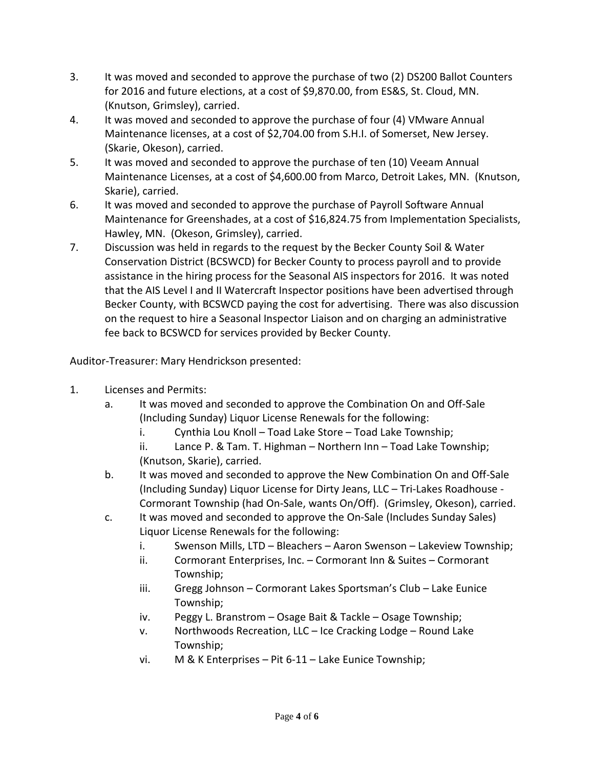3. It was moved and seconded to approve the purchase of two (2) DS200 Ballot Counters for 2016 and future elections, at a cost of $9,870.00, from ES&S, St. Cloud, MN. (Knutson, Grimsley), carried.
4. It was moved and seconded to approve the purchase of four (4) VMware Annual Maintenance licenses, at a cost of $2,704.00 from S.H.I. of Somerset, New Jersey. (Skarie, Okeson), carried.
5. It was moved and seconded to approve the purchase of ten (10) Veeam Annual Maintenance Licenses, at a cost of $4,600.00 from Marco, Detroit Lakes, MN. (Knutson, Skarie), carried.
6. It was moved and seconded to approve the purchase of Payroll Software Annual Maintenance for Greenshades, at a cost of $16,824.75 from Implementation Specialists, Hawley, MN. (Okeson, Grimsley), carried.
7. Discussion was held in regards to the request by the Becker County Soil & Water Conservation District (BCSWCD) for Becker County to process payroll and to provide assistance in the hiring process for the Seasonal AIS inspectors for 2016. It was noted that the AIS Level I and II Watercraft Inspector positions have been advertised through Becker County, with BCSWCD paying the cost for advertising. There was also discussion on the request to hire a Seasonal Inspector Liaison and on charging an administrative fee back to BCSWCD for services provided by Becker County.

Auditor-Treasurer: Mary Hendrickson presented:

1. Licenses and Permits:
   a. It was moved and seconded to approve the Combination On and Off-Sale (Including Sunday) Liquor License Renewals for the following:
      i. Cynthia Lou Knoll – Toad Lake Store – Toad Lake Township;
      ii. Lance P. & Tam. T. Highman – Northern Inn – Toad Lake Township;
      (Knutson, Skarie), carried.
   b. It was moved and seconded to approve the New Combination On and Off-Sale (Including Sunday) Liquor License for Dirty Jeans, LLC – Tri-Lakes Roadhouse - Cormorant Township (had On-Sale, wants On/Off). (Grimsley, Okeson), carried.
   c. It was moved and seconded to approve the On-Sale (Includes Sunday Sales) Liquor License Renewals for the following:
      i. Swenson Mills, LTD – Bleachers – Aaron Swenson – Lakeview Township;
      ii. Cormorant Enterprises, Inc. – Cormorant Inn & Suites – Cormorant Township;
      iii. Gregg Johnson – Cormorant Lakes Sportsman's Club – Lake Eunice Township;
      iv. Peggy L. Branstrom – Osage Bait & Tackle – Osage Township;
      v. Northwoods Recreation, LLC – Ice Cracking Lodge – Round Lake Township;
      vi. M & K Enterprises – Pit 6-11 – Lake Eunice Township;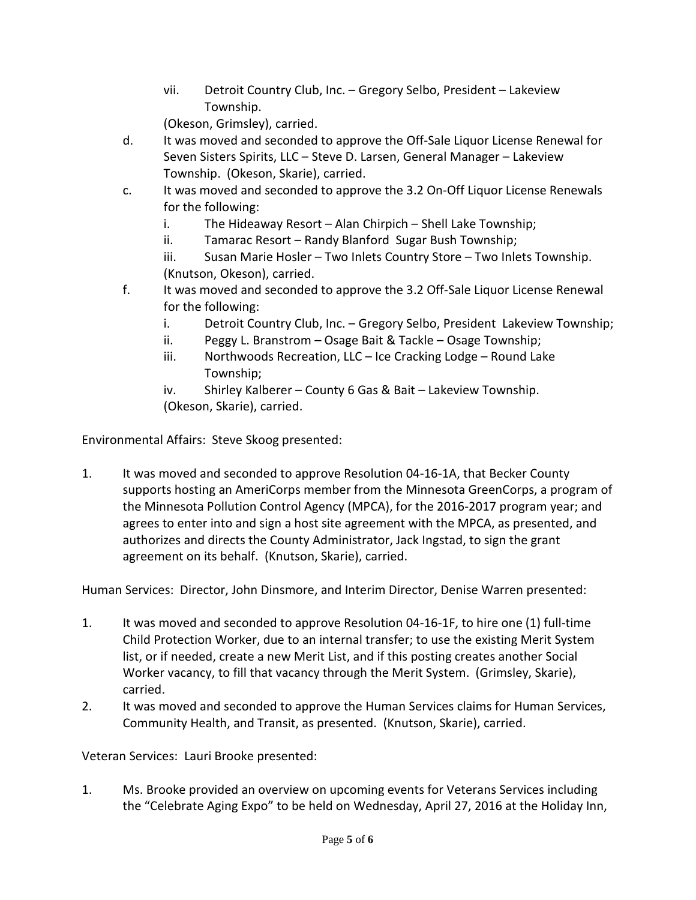vii. Detroit Country Club, Inc. – Gregory Selbo, President – Lakeview Township.

(Okeson, Grimsley), carried.

d. It was moved and seconded to approve the Off-Sale Liquor License Renewal for Seven Sisters Spirits, LLC – Steve D. Larsen, General Manager – Lakeview Township. (Okeson, Skarie), carried.

c. It was moved and seconded to approve the 3.2 On-Off Liquor License Renewals for the following:

i. The Hideaway Resort – Alan Chirpich – Shell Lake Township;

ii. Tamarac Resort – Randy Blanford Sugar Bush Township;

iii. Susan Marie Hosler – Two Inlets Country Store – Two Inlets Township.

(Knutson, Okeson), carried.

f. It was moved and seconded to approve the 3.2 Off-Sale Liquor License Renewal for the following:

i. Detroit Country Club, Inc. – Gregory Selbo, President Lakeview Township;

ii. Peggy L. Branstrom – Osage Bait & Tackle – Osage Township;

iii. Northwoods Recreation, LLC – Ice Cracking Lodge – Round Lake Township;

iv. Shirley Kalberer – County 6 Gas & Bait – Lakeview Township.

(Okeson, Skarie), carried.

Environmental Affairs: Steve Skoog presented:

1. It was moved and seconded to approve Resolution 04-16-1A, that Becker County supports hosting an AmeriCorps member from the Minnesota GreenCorps, a program of the Minnesota Pollution Control Agency (MPCA), for the 2016-2017 program year; and agrees to enter into and sign a host site agreement with the MPCA, as presented, and authorizes and directs the County Administrator, Jack Ingstad, to sign the grant agreement on its behalf. (Knutson, Skarie), carried.

Human Services: Director, John Dinsmore, and Interim Director, Denise Warren presented:

1. It was moved and seconded to approve Resolution 04-16-1F, to hire one (1) full-time Child Protection Worker, due to an internal transfer; to use the existing Merit System list, or if needed, create a new Merit List, and if this posting creates another Social Worker vacancy, to fill that vacancy through the Merit System. (Grimsley, Skarie), carried.
2. It was moved and seconded to approve the Human Services claims for Human Services, Community Health, and Transit, as presented. (Knutson, Skarie), carried.

Veteran Services: Lauri Brooke presented:

1. Ms. Brooke provided an overview on upcoming events for Veterans Services including the "Celebrate Aging Expo" to be held on Wednesday, April 27, 2016 at the Holiday Inn,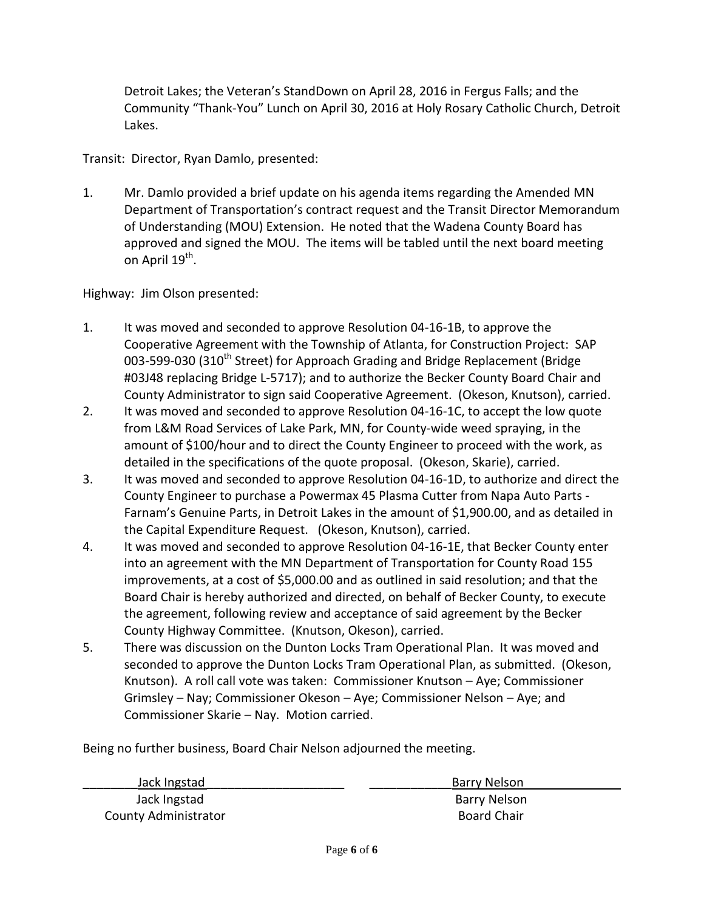Detroit Lakes; the Veteran's StandDown on April 28, 2016 in Fergus Falls; and the Community "Thank-You" Lunch on April 30, 2016 at Holy Rosary Catholic Church, Detroit Lakes.

Transit: Director, Ryan Damlo, presented:

1. Mr. Damlo provided a brief update on his agenda items regarding the Amended MN Department of Transportation's contract request and the Transit Director Memorandum of Understanding (MOU) Extension. He noted that the Wadena County Board has approved and signed the MOU. The items will be tabled until the next board meeting on April 19th.

Highway: Jim Olson presented:

1. It was moved and seconded to approve Resolution 04-16-1B, to approve the Cooperative Agreement with the Township of Atlanta, for Construction Project: SAP 003-599-030 (310th Street) for Approach Grading and Bridge Replacement (Bridge #03J48 replacing Bridge L-5717); and to authorize the Becker County Board Chair and County Administrator to sign said Cooperative Agreement. (Okeson, Knutson), carried.
2. It was moved and seconded to approve Resolution 04-16-1C, to accept the low quote from L&M Road Services of Lake Park, MN, for County-wide weed spraying, in the amount of $100/hour and to direct the County Engineer to proceed with the work, as detailed in the specifications of the quote proposal. (Okeson, Skarie), carried.
3. It was moved and seconded to approve Resolution 04-16-1D, to authorize and direct the County Engineer to purchase a Powermax 45 Plasma Cutter from Napa Auto Parts - Farnam's Genuine Parts, in Detroit Lakes in the amount of $1,900.00, and as detailed in the Capital Expenditure Request. (Okeson, Knutson), carried.
4. It was moved and seconded to approve Resolution 04-16-1E, that Becker County enter into an agreement with the MN Department of Transportation for County Road 155 improvements, at a cost of $5,000.00 and as outlined in said resolution; and that the Board Chair is hereby authorized and directed, on behalf of Becker County, to execute the agreement, following review and acceptance of said agreement by the Becker County Highway Committee. (Knutson, Okeson), carried.
5. There was discussion on the Dunton Locks Tram Operational Plan. It was moved and seconded to approve the Dunton Locks Tram Operational Plan, as submitted. (Okeson, Knutson). A roll call vote was taken: Commissioner Knutson – Aye; Commissioner Grimsley – Nay; Commissioner Okeson – Aye; Commissioner Nelson – Aye; and Commissioner Skarie – Nay. Motion carried.

Being no further business, Board Chair Nelson adjourned the meeting.

| | |
|---|---|
| Jack Ingstad | Barry Nelson |
| Jack Ingstad | Barry Nelson |
| County Administrator | Board Chair |